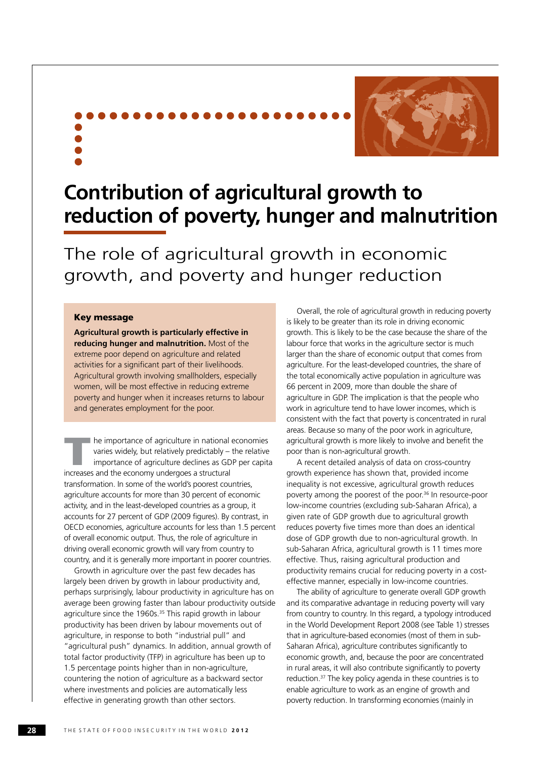# Contribution of agricultural growth to reduction of poverty, hunger and malnutrition

## The role of agricultural growth in economic growth, and poverty and hunger reduction

**Key message**

**Agricultural growth is particularly effective in reducing hunger and malnutrition.** Most of the extreme poor depend on agriculture and related activities for a significant part of their livelihoods. Agricultural growth involving smallholders, especially women, will be most effective in reducing extreme poverty and hunger when it increases returns to labour and generates employment for the poor.

The importance of agriculture in national economies varies widely, but relatively predictably – the relative importance of agriculture declines as GDP per capita increases and the economy undergoes a structural transformation. In some of the world's poorest countries, agriculture accounts for more than 30 percent of economic activity, and in the least-developed countries as a group, it accounts for 27 percent of GDP (2009 figures). By contrast, in OECD economies, agriculture accounts for less than 1.5 percent of overall economic output. Thus, the role of agriculture in driving overall economic growth will vary from country to country, and it is generally more important in poorer countries.

Growth in agriculture over the past few decades has largely been driven by growth in labour productivity and, perhaps surprisingly, labour productivity in agriculture has on average been growing faster than labour productivity outside agriculture since the 1960s.[35] This rapid growth in labour productivity has been driven by labour movements out of agriculture, in response to both "industrial pull" and "agricultural push" dynamics. In addition, annual growth of total factor productivity (TFP) in agriculture has been up to 1.5 percentage points higher than in non-agriculture, countering the notion of agriculture as a backward sector where investments and policies are automatically less effective in generating growth than other sectors.

Overall, the role of agricultural growth in reducing poverty is likely to be greater than its role in driving economic growth. This is likely to be the case because the share of the labour force that works in the agriculture sector is much larger than the share of economic output that comes from agriculture. For the least-developed countries, the share of the total economically active population in agriculture was 66 percent in 2009, more than double the share of agriculture in GDP. The implication is that the people who work in agriculture tend to have lower incomes, which is consistent with the fact that poverty is concentrated in rural areas. Because so many of the poor work in agriculture, agricultural growth is more likely to involve and benefit the poor than is non-agricultural growth.

A recent detailed analysis of data on cross-country growth experience has shown that, provided income inequality is not excessive, agricultural growth reduces poverty among the poorest of the poor.[36] In resource-poor low-income countries (excluding sub-Saharan Africa), a given rate of GDP growth due to agricultural growth reduces poverty five times more than does an identical dose of GDP growth due to non-agricultural growth. In sub-Saharan Africa, agricultural growth is 11 times more effective. Thus, raising agricultural production and productivity remains crucial for reducing poverty in a cost-effective manner, especially in low-income countries.

The ability of agriculture to generate overall GDP growth and its comparative advantage in reducing poverty will vary from country to country. In this regard, a typology introduced in the World Development Report 2008 (see Table 1) stresses that in agriculture-based economies (most of them in sub-Saharan Africa), agriculture contributes significantly to economic growth, and, because the poor are concentrated in rural areas, it will also contribute significantly to poverty reduction.[37] The key policy agenda in these countries is to enable agriculture to work as an engine of growth and poverty reduction. In transforming economies (mainly in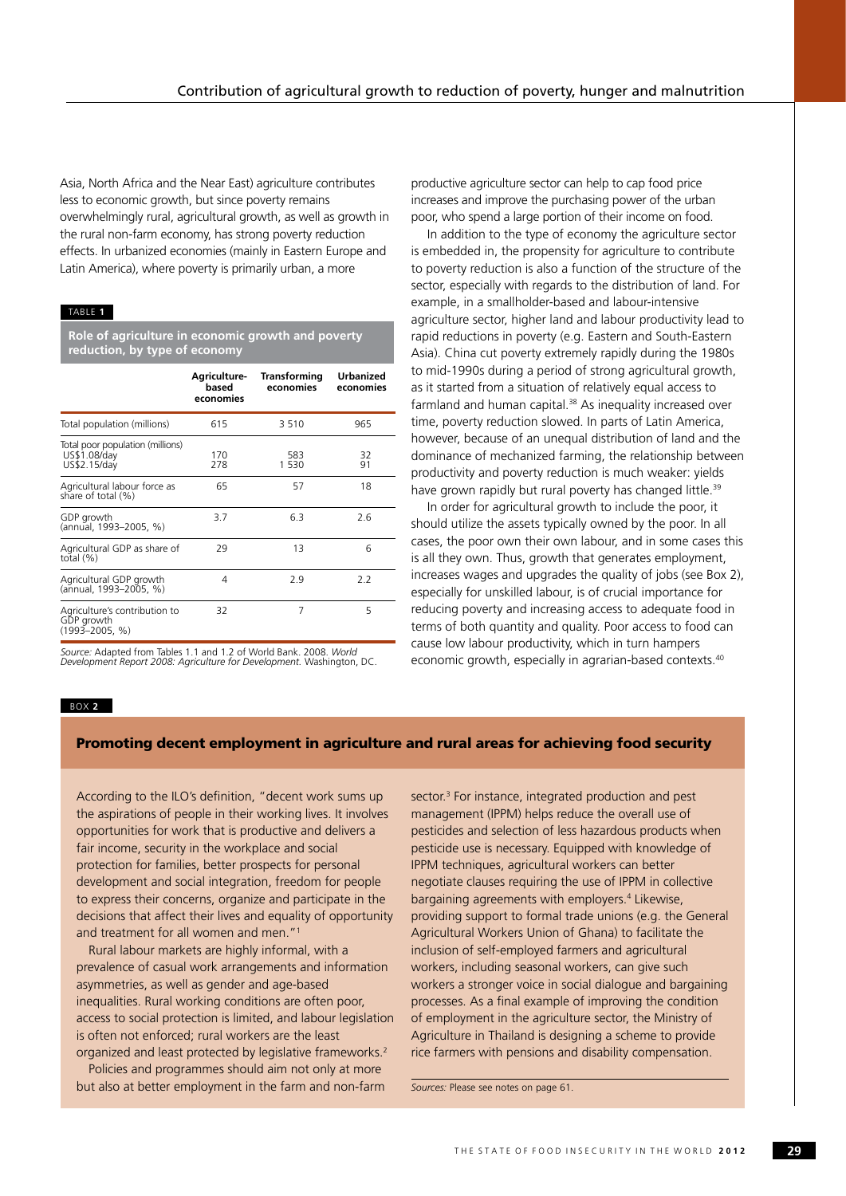Asia, North Africa and the Near East) agriculture contributes less to economic growth, but since poverty remains overwhelmingly rural, agricultural growth, as well as growth in the rural non-farm economy, has strong poverty reduction effects. In urbanized economies (mainly in Eastern Europe and Latin America), where poverty is primarily urban, a more productive agriculture sector can help to cap food price increases and improve the purchasing power of the urban poor, who spend a large portion of their income on food.

TABLE **1**

**Role of agriculture in economic growth and poverty reduction, by type of economy**

| | Agriculture-based economies | Transforming economies | Urbanized economies |
|---|---|---|---|
| Total population (millions) | 615 | 3 510 | 965 |
| Total poor population (millions) US$1.08/day | 170 | 583 | 32 |
| US$2.15/day | 278 | 1 530 | 91 |
| Agricultural labour force as share of total (%) | 65 | 57 | 18 |
| GDP growth (annual, 1993–2005, %) | 3.7 | 6.3 | 2.6 |
| Agricultural GDP as share of total (%) | 29 | 13 | 6 |
| Agricultural GDP growth (annual, 1993–2005, %) | 4 | 2.9 | 2.2 |
| Agriculture's contribution to GDP growth (1993–2005, %) | 32 | 7 | 5 |

*Source:* Adapted from Tables 1.1 and 1.2 of World Bank. 2008. *World Development Report 2008: Agriculture for Development*. Washington, DC.

In addition to the type of economy the agriculture sector is embedded in, the propensity for agriculture to contribute to poverty reduction is also a function of the structure of the sector, especially with regards to the distribution of land. For example, in a smallholder-based and labour-intensive agriculture sector, higher land and labour productivity lead to rapid reductions in poverty (e.g. Eastern and South-Eastern Asia). China cut poverty extremely rapidly during the 1980s to mid-1990s during a period of strong agricultural growth, as it started from a situation of relatively equal access to farmland and human capital.[38] As inequality increased over time, poverty reduction slowed. In parts of Latin America, however, because of an unequal distribution of land and the dominance of mechanized farming, the relationship between productivity and poverty reduction is much weaker: yields have grown rapidly but rural poverty has changed little.[39]

In order for agricultural growth to include the poor, it should utilize the assets typically owned by the poor. In all cases, the poor own their own labour, and in some cases this is all they own. Thus, growth that generates employment, increases wages and upgrades the quality of jobs (see Box 2), especially for unskilled labour, is of crucial importance for reducing poverty and increasing access to adequate food in terms of both quantity and quality. Poor access to food can cause low labour productivity, which in turn hampers economic growth, especially in agrarian-based contexts.[40]

BOX **2**

### Promoting decent employment in agriculture and rural areas for achieving food security

According to the ILO's definition, "decent work sums up the aspirations of people in their working lives. It involves opportunities for work that is productive and delivers a fair income, security in the workplace and social protection for families, better prospects for personal development and social integration, freedom for people to express their concerns, organize and participate in the decisions that affect their lives and equality of opportunity and treatment for all women and men."[1]

Rural labour markets are highly informal, with a prevalence of casual work arrangements and information asymmetries, as well as gender and age-based inequalities. Rural working conditions are often poor, access to social protection is limited, and labour legislation is often not enforced; rural workers are the least organized and least protected by legislative frameworks.[2]

Policies and programmes should aim not only at more but also at better employment in the farm and non-farm sector.[3] For instance, integrated production and pest management (IPPM) helps reduce the overall use of pesticides and selection of less hazardous products when pesticide use is necessary. Equipped with knowledge of IPPM techniques, agricultural workers can better negotiate clauses requiring the use of IPPM in collective bargaining agreements with employers.[4] Likewise, providing support to formal trade unions (e.g. the General Agricultural Workers Union of Ghana) to facilitate the inclusion of self-employed farmers and agricultural workers, including seasonal workers, can give such workers a stronger voice in social dialogue and bargaining processes. As a final example of improving the condition of employment in the agriculture sector, the Ministry of Agriculture in Thailand is designing a scheme to provide rice farmers with pensions and disability compensation.

*Sources:* Please see notes on page 61.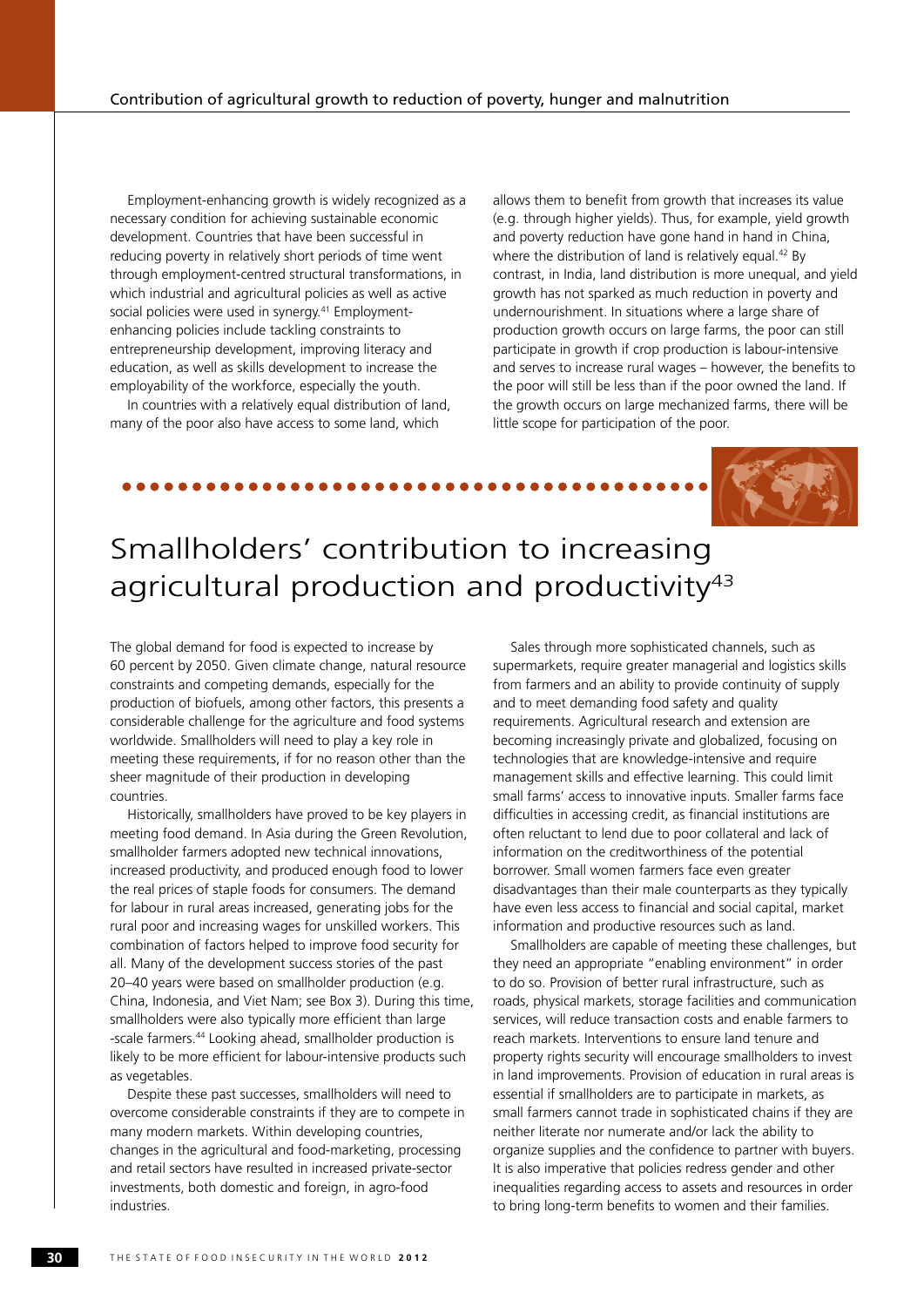Employment-enhancing growth is widely recognized as a necessary condition for achieving sustainable economic development. Countries that have been successful in reducing poverty in relatively short periods of time went through employment-centred structural transformations, in which industrial and agricultural policies as well as active social policies were used in synergy.[41] Employment-enhancing policies include tackling constraints to entrepreneurship development, improving literacy and education, as well as skills development to increase the employability of the workforce, especially the youth.

In countries with a relatively equal distribution of land, many of the poor also have access to some land, which allows them to benefit from growth that increases its value (e.g. through higher yields). Thus, for example, yield growth and poverty reduction have gone hand in hand in China, where the distribution of land is relatively equal.[42] By contrast, in India, land distribution is more unequal, and yield growth has not sparked as much reduction in poverty and undernourishment. In situations where a large share of production growth occurs on large farms, the poor can still participate in growth if crop production is labour-intensive and serves to increase rural wages – however, the benefits to the poor will still be less than if the poor owned the land. If the growth occurs on large mechanized farms, there will be little scope for participation of the poor.

## Smallholders' contribution to increasing agricultural production and productivity[43]

The global demand for food is expected to increase by 60 percent by 2050. Given climate change, natural resource constraints and competing demands, especially for the production of biofuels, among other factors, this presents a considerable challenge for the agriculture and food systems worldwide. Smallholders will need to play a key role in meeting these requirements, if for no reason other than the sheer magnitude of their production in developing countries.

Historically, smallholders have proved to be key players in meeting food demand. In Asia during the Green Revolution, smallholder farmers adopted new technical innovations, increased productivity, and produced enough food to lower the real prices of staple foods for consumers. The demand for labour in rural areas increased, generating jobs for the rural poor and increasing wages for unskilled workers. This combination of factors helped to improve food security for all. Many of the development success stories of the past 20–40 years were based on smallholder production (e.g. China, Indonesia, and Viet Nam; see Box 3). During this time, smallholders were also typically more efficient than large -scale farmers.[44] Looking ahead, smallholder production is likely to be more efficient for labour-intensive products such as vegetables.

Despite these past successes, smallholders will need to overcome considerable constraints if they are to compete in many modern markets. Within developing countries, changes in the agricultural and food-marketing, processing and retail sectors have resulted in increased private-sector investments, both domestic and foreign, in agro-food industries.

Sales through more sophisticated channels, such as supermarkets, require greater managerial and logistics skills from farmers and an ability to provide continuity of supply and to meet demanding food safety and quality requirements. Agricultural research and extension are becoming increasingly private and globalized, focusing on technologies that are knowledge-intensive and require management skills and effective learning. This could limit small farms' access to innovative inputs. Smaller farms face difficulties in accessing credit, as financial institutions are often reluctant to lend due to poor collateral and lack of information on the creditworthiness of the potential borrower. Small women farmers face even greater disadvantages than their male counterparts as they typically have even less access to financial and social capital, market information and productive resources such as land.

Smallholders are capable of meeting these challenges, but they need an appropriate "enabling environment" in order to do so. Provision of better rural infrastructure, such as roads, physical markets, storage facilities and communication services, will reduce transaction costs and enable farmers to reach markets. Interventions to ensure land tenure and property rights security will encourage smallholders to invest in land improvements. Provision of education in rural areas is essential if smallholders are to participate in markets, as small farmers cannot trade in sophisticated chains if they are neither literate nor numerate and/or lack the ability to organize supplies and the confidence to partner with buyers. It is also imperative that policies redress gender and other inequalities regarding access to assets and resources in order to bring long-term benefits to women and their families.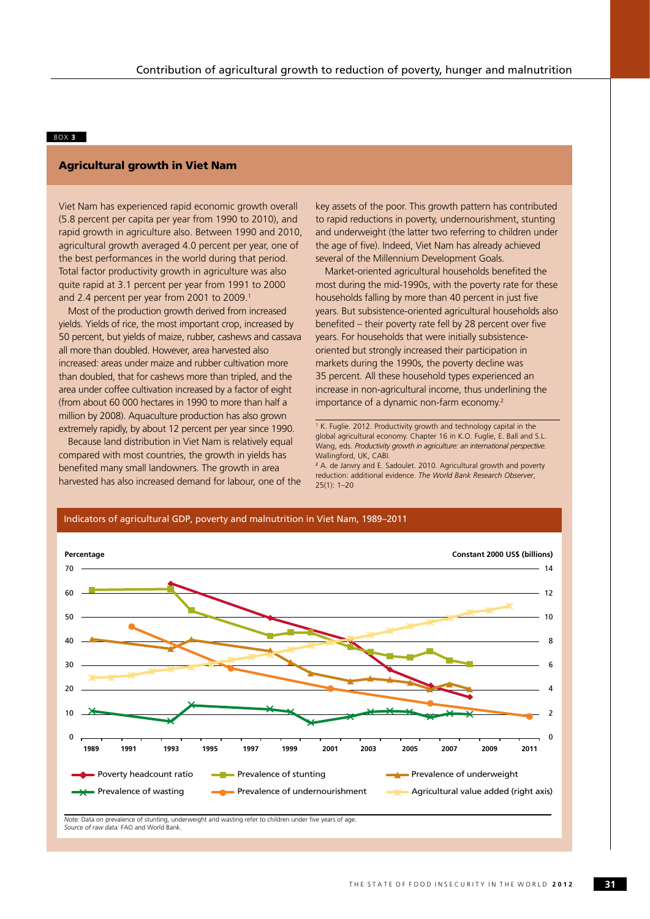BOX 3

## Agricultural growth in Viet Nam

Viet Nam has experienced rapid economic growth overall (5.8 percent per capita per year from 1990 to 2010), and rapid growth in agriculture also. Between 1990 and 2010, agricultural growth averaged 4.0 percent per year, one of the best performances in the world during that period. Total factor productivity growth in agriculture was also quite rapid at 3.1 percent per year from 1991 to 2000 and 2.4 percent per year from 2001 to 2009.[1]

Most of the production growth derived from increased yields. Yields of rice, the most important crop, increased by 50 percent, but yields of maize, rubber, cashews and cassava all more than doubled. However, area harvested also increased: areas under maize and rubber cultivation more than doubled, that for cashews more than tripled, and the area under coffee cultivation increased by a factor of eight (from about 60 000 hectares in 1990 to more than half a million by 2008). Aquaculture production has also grown extremely rapidly, by about 12 percent per year since 1990.

Because land distribution in Viet Nam is relatively equal compared with most countries, the growth in yields has benefited many small landowners. The growth in area harvested has also increased demand for labour, one of the key assets of the poor. This growth pattern has contributed to rapid reductions in poverty, undernourishment, stunting and underweight (the latter two referring to children under the age of five). Indeed, Viet Nam has already achieved several of the Millennium Development Goals.

Market-oriented agricultural households benefited the most during the mid-1990s, with the poverty rate for these households falling by more than 40 percent in just five years. But subsistence-oriented agricultural households also benefited – their poverty rate fell by 28 percent over five years. For households that were initially subsistence-oriented but strongly increased their participation in markets during the 1990s, the poverty decline was 35 percent. All these household types experienced an increase in non-agricultural income, thus underlining the importance of a dynamic non-farm economy.[2]

[1] K. Fuglie. 2012. Productivity growth and technology capital in the global agricultural economy. Chapter 16 in K.O. Fuglie, E. Ball and S.L. Wang, eds. *Productivity growth in agriculture: an international perspective*. Wallingford, UK, CABI.

[2] A. de Janvry and E. Sadoulet. 2010. Agricultural growth and poverty reduction: additional evidence. *The World Bank Research Observer*, 25(1): 1–20

**Indicators of agricultural GDP, poverty and malnutrition in Viet Nam, 1989–2011**

*Note:* Data on prevalence of stunting, underweight and wasting refer to children under five years of age.
*Source of raw data:* FAO and World Bank.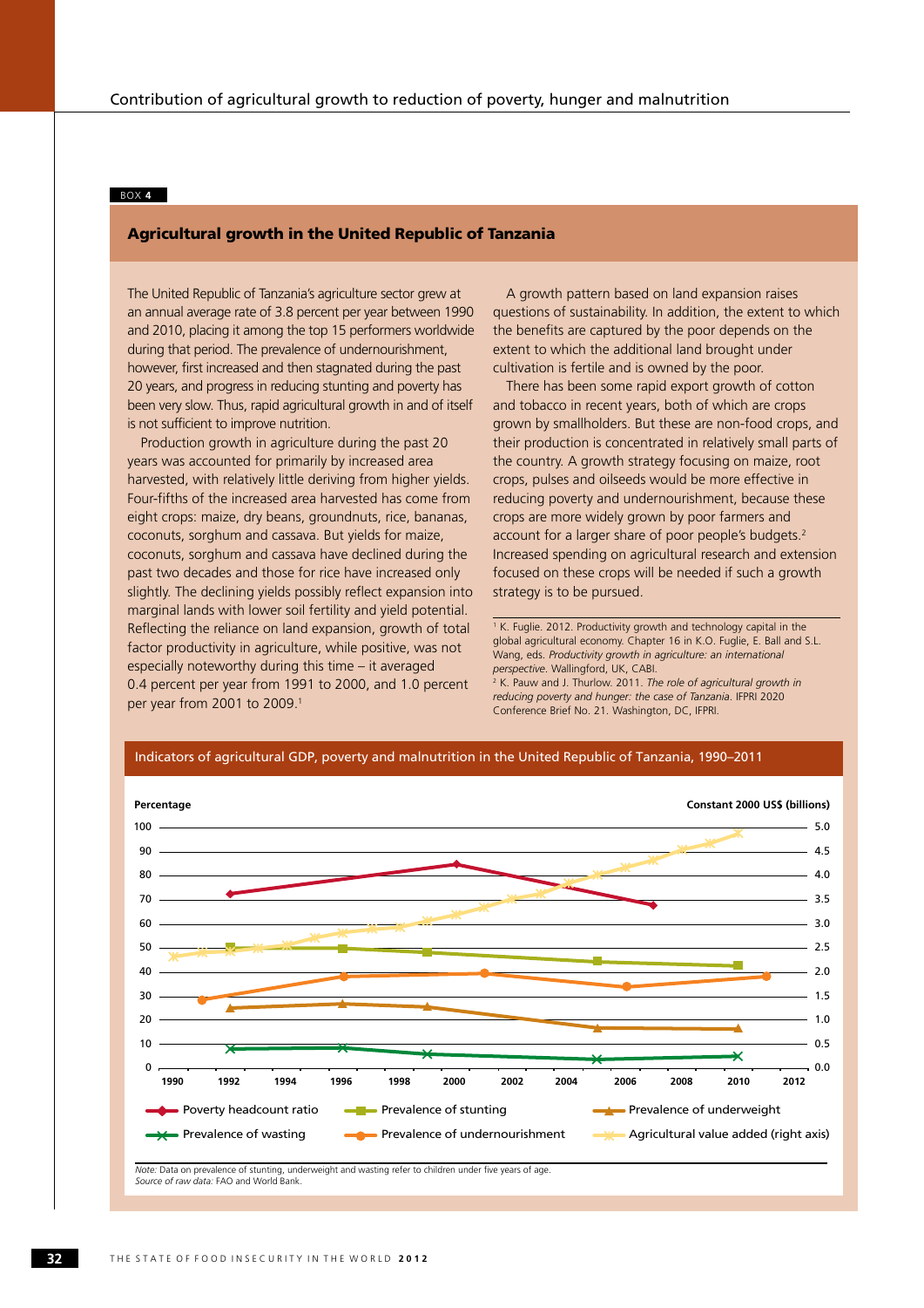BOX 4

## Agricultural growth in the United Republic of Tanzania

The United Republic of Tanzania's agriculture sector grew at an annual average rate of 3.8 percent per year between 1990 and 2010, placing it among the top 15 performers worldwide during that period. The prevalence of undernourishment, however, first increased and then stagnated during the past 20 years, and progress in reducing stunting and poverty has been very slow. Thus, rapid agricultural growth in and of itself is not sufficient to improve nutrition.

Production growth in agriculture during the past 20 years was accounted for primarily by increased area harvested, with relatively little deriving from higher yields. Four-fifths of the increased area harvested has come from eight crops: maize, dry beans, groundnuts, rice, bananas, coconuts, sorghum and cassava. But yields for maize, coconuts, sorghum and cassava have declined during the past two decades and those for rice have increased only slightly. The declining yields possibly reflect expansion into marginal lands with lower soil fertility and yield potential. Reflecting the reliance on land expansion, growth of total factor productivity in agriculture, while positive, was not especially noteworthy during this time – it averaged 0.4 percent per year from 1991 to 2000, and 1.0 percent per year from 2001 to 2009.[1]

A growth pattern based on land expansion raises questions of sustainability. In addition, the extent to which the benefits are captured by the poor depends on the extent to which the additional land brought under cultivation is fertile and is owned by the poor.

There has been some rapid export growth of cotton and tobacco in recent years, both of which are crops grown by smallholders. But these are non-food crops, and their production is concentrated in relatively small parts of the country. A growth strategy focusing on maize, root crops, pulses and oilseeds would be more effective in reducing poverty and undernourishment, because these crops are more widely grown by poor farmers and account for a larger share of poor people's budgets.[2] Increased spending on agricultural research and extension focused on these crops will be needed if such a growth strategy is to be pursued.

[1] K. Fuglie. 2012. Productivity growth and technology capital in the global agricultural economy. Chapter 16 in K.O. Fuglie, E. Ball and S.L. Wang, eds. *Productivity growth in agriculture: an international perspective*. Wallingford, UK, CABI.

[2] K. Pauw and J. Thurlow. 2011. *The role of agricultural growth in reducing poverty and hunger: the case of Tanzania*. IFPRI 2020 Conference Brief No. 21. Washington, DC, IFPRI.

**Indicators of agricultural GDP, poverty and malnutrition in the United Republic of Tanzania, 1990–2011**

*Note:* Data on prevalence of stunting, underweight and wasting refer to children under five years of age.
*Source of raw data:* FAO and World Bank.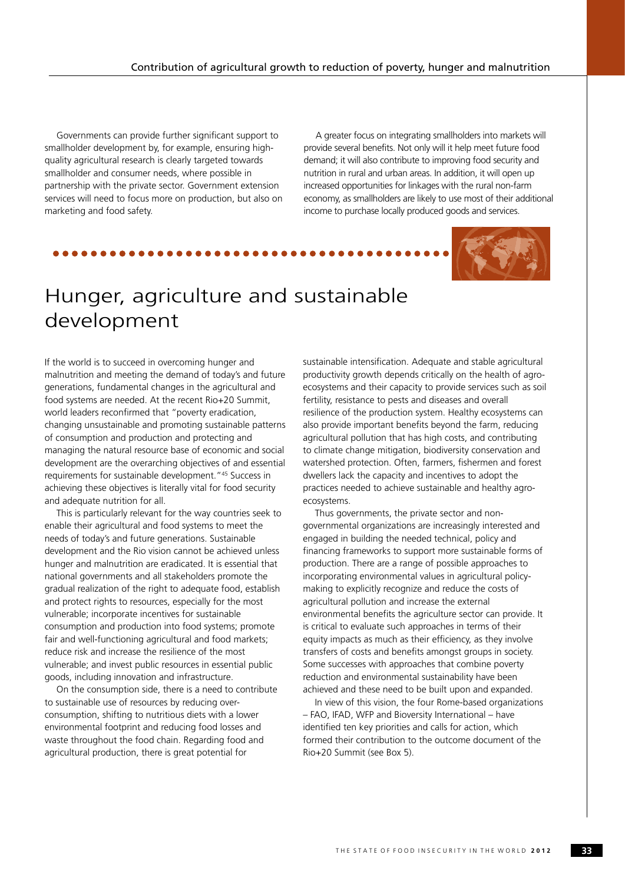Governments can provide further significant support to smallholder development by, for example, ensuring high-quality agricultural research is clearly targeted towards smallholder and consumer needs, where possible in partnership with the private sector. Government extension services will need to focus more on production, but also on marketing and food safety.

A greater focus on integrating smallholders into markets will provide several benefits. Not only will it help meet future food demand; it will also contribute to improving food security and nutrition in rural and urban areas. In addition, it will open up increased opportunities for linkages with the rural non-farm economy, as smallholders are likely to use most of their additional income to purchase locally produced goods and services.

# Hunger, agriculture and sustainable development

If the world is to succeed in overcoming hunger and malnutrition and meeting the demand of today's and future generations, fundamental changes in the agricultural and food systems are needed. At the recent Rio+20 Summit, world leaders reconfirmed that "poverty eradication, changing unsustainable and promoting sustainable patterns of consumption and production and protecting and managing the natural resource base of economic and social development are the overarching objectives of and essential requirements for sustainable development."[45] Success in achieving these objectives is literally vital for food security and adequate nutrition for all.

This is particularly relevant for the way countries seek to enable their agricultural and food systems to meet the needs of today's and future generations. Sustainable development and the Rio vision cannot be achieved unless hunger and malnutrition are eradicated. It is essential that national governments and all stakeholders promote the gradual realization of the right to adequate food, establish and protect rights to resources, especially for the most vulnerable; incorporate incentives for sustainable consumption and production into food systems; promote fair and well-functioning agricultural and food markets; reduce risk and increase the resilience of the most vulnerable; and invest public resources in essential public goods, including innovation and infrastructure.

On the consumption side, there is a need to contribute to sustainable use of resources by reducing over-consumption, shifting to nutritious diets with a lower environmental footprint and reducing food losses and waste throughout the food chain. Regarding food and agricultural production, there is great potential for sustainable intensification. Adequate and stable agricultural productivity growth depends critically on the health of agro-ecosystems and their capacity to provide services such as soil fertility, resistance to pests and diseases and overall resilience of the production system. Healthy ecosystems can also provide important benefits beyond the farm, reducing agricultural pollution that has high costs, and contributing to climate change mitigation, biodiversity conservation and watershed protection. Often, farmers, fishermen and forest dwellers lack the capacity and incentives to adopt the practices needed to achieve sustainable and healthy agro-ecosystems.

Thus governments, the private sector and non-governmental organizations are increasingly interested and engaged in building the needed technical, policy and financing frameworks to support more sustainable forms of production. There are a range of possible approaches to incorporating environmental values in agricultural policy-making to explicitly recognize and reduce the costs of agricultural pollution and increase the external environmental benefits the agriculture sector can provide. It is critical to evaluate such approaches in terms of their equity impacts as much as their efficiency, as they involve transfers of costs and benefits amongst groups in society. Some successes with approaches that combine poverty reduction and environmental sustainability have been achieved and these need to be built upon and expanded.

In view of this vision, the four Rome-based organizations – FAO, IFAD, WFP and Bioversity International – have identified ten key priorities and calls for action, which formed their contribution to the outcome document of the Rio+20 Summit (see Box 5).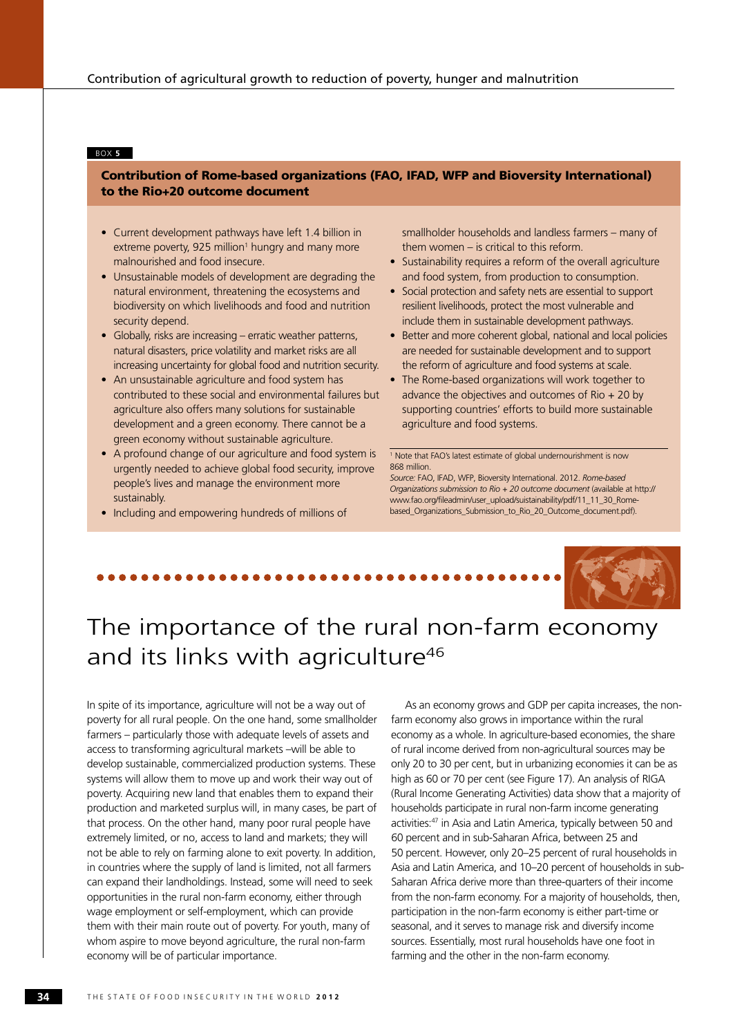BOX 5

### Contribution of Rome-based organizations (FAO, IFAD, WFP and Bioversity International) to the Rio+20 outcome document

- Current development pathways have left 1.4 billion in extreme poverty, 925 million[1] hungry and many more malnourished and food insecure.
- Unsustainable models of development are degrading the natural environment, threatening the ecosystems and biodiversity on which livelihoods and food and nutrition security depend.
- Globally, risks are increasing – erratic weather patterns, natural disasters, price volatility and market risks are all increasing uncertainty for global food and nutrition security.
- An unsustainable agriculture and food system has contributed to these social and environmental failures but agriculture also offers many solutions for sustainable development and a green economy. There cannot be a green economy without sustainable agriculture.
- A profound change of our agriculture and food system is urgently needed to achieve global food security, improve people's lives and manage the environment more sustainably.
- Including and empowering hundreds of millions of smallholder households and landless farmers – many of them women – is critical to this reform.
- Sustainability requires a reform of the overall agriculture and food system, from production to consumption.
- Social protection and safety nets are essential to support resilient livelihoods, protect the most vulnerable and include them in sustainable development pathways.
- Better and more coherent global, national and local policies are needed for sustainable development and to support the reform of agriculture and food systems at scale.
- The Rome-based organizations will work together to advance the objectives and outcomes of Rio + 20 by supporting countries' efforts to build more sustainable agriculture and food systems.

[1] Note that FAO's latest estimate of global undernourishment is now 868 million.

*Source:* FAO, IFAD, WFP, Bioversity International. 2012. *Rome-based Organizations submission to Rio + 20 outcome document* (available at http://www.fao.org/fileadmin/user_upload/suistainability/pdf/11_11_30_Rome-based_Organizations_Submission_to_Rio_20_Outcome_document.pdf).

# The importance of the rural non-farm economy and its links with agriculture[46]

In spite of its importance, agriculture will not be a way out of poverty for all rural people. On the one hand, some smallholder farmers – particularly those with adequate levels of assets and access to transforming agricultural markets –will be able to develop sustainable, commercialized production systems. These systems will allow them to move up and work their way out of poverty. Acquiring new land that enables them to expand their production and marketed surplus will, in many cases, be part of that process. On the other hand, many poor rural people have extremely limited, or no, access to land and markets; they will not be able to rely on farming alone to exit poverty. In addition, in countries where the supply of land is limited, not all farmers can expand their landholdings. Instead, some will need to seek opportunities in the rural non-farm economy, either through wage employment or self-employment, which can provide them with their main route out of poverty. For youth, many of whom aspire to move beyond agriculture, the rural non-farm economy will be of particular importance.

As an economy grows and GDP per capita increases, the non-farm economy also grows in importance within the rural economy as a whole. In agriculture-based economies, the share of rural income derived from non-agricultural sources may be only 20 to 30 per cent, but in urbanizing economies it can be as high as 60 or 70 per cent (see Figure 17). An analysis of RIGA (Rural Income Generating Activities) data show that a majority of households participate in rural non-farm income generating activities:[47] in Asia and Latin America, typically between 50 and 60 percent and in sub-Saharan Africa, between 25 and 50 percent. However, only 20–25 percent of rural households in Asia and Latin America, and 10–20 percent of households in sub-Saharan Africa derive more than three-quarters of their income from the non-farm economy. For a majority of households, then, participation in the non-farm economy is either part-time or seasonal, and it serves to manage risk and diversify income sources. Essentially, most rural households have one foot in farming and the other in the non-farm economy.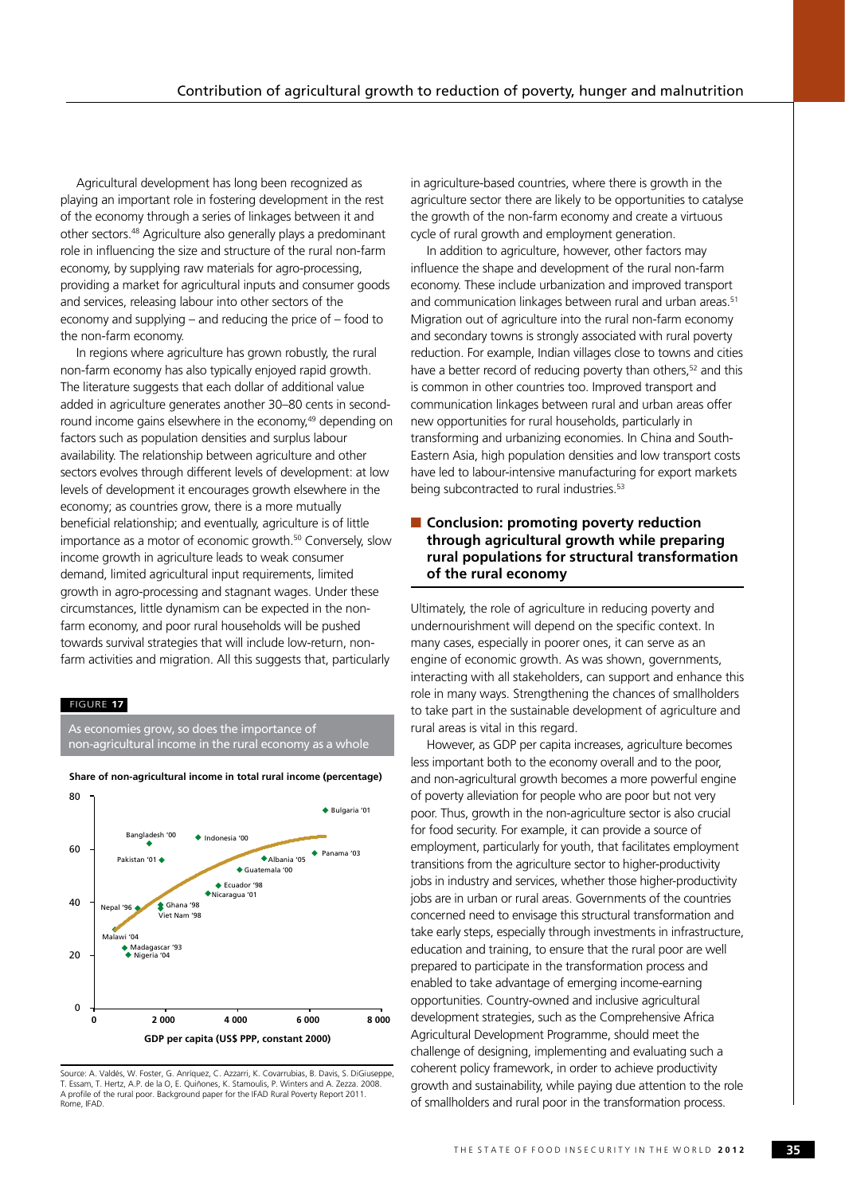Agricultural development has long been recognized as playing an important role in fostering development in the rest of the economy through a series of linkages between it and other sectors.[48] Agriculture also generally plays a predominant role in influencing the size and structure of the rural non-farm economy, by supplying raw materials for agro-processing, providing a market for agricultural inputs and consumer goods and services, releasing labour into other sectors of the economy and supplying – and reducing the price of – food to the non-farm economy.

In regions where agriculture has grown robustly, the rural non-farm economy has also typically enjoyed rapid growth. The literature suggests that each dollar of additional value added in agriculture generates another 30–80 cents in second-round income gains elsewhere in the economy,[49] depending on factors such as population densities and surplus labour availability. The relationship between agriculture and other sectors evolves through different levels of development: at low levels of development it encourages growth elsewhere in the economy; as countries grow, there is a more mutually beneficial relationship; and eventually, agriculture is of little importance as a motor of economic growth.[50] Conversely, slow income growth in agriculture leads to weak consumer demand, limited agricultural input requirements, limited growth in agro-processing and stagnant wages. Under these circumstances, little dynamism can be expected in the non-farm economy, and poor rural households will be pushed towards survival strategies that will include low-return, non-farm activities and migration. All this suggests that, particularly in agriculture-based countries, where there is growth in the agriculture sector there are likely to be opportunities to catalyse the growth of the non-farm economy and create a virtuous cycle of rural growth and employment generation.

In addition to agriculture, however, other factors may influence the shape and development of the rural non-farm economy. These include urbanization and improved transport and communication linkages between rural and urban areas.[51] Migration out of agriculture into the rural non-farm economy and secondary towns is strongly associated with rural poverty reduction. For example, Indian villages close to towns and cities have a better record of reducing poverty than others,[52] and this is common in other countries too. Improved transport and communication linkages between rural and urban areas offer new opportunities for rural households, particularly in transforming and urbanizing economies. In China and South-Eastern Asia, high population densities and low transport costs have led to labour-intensive manufacturing for export markets being subcontracted to rural industries.[53]

FIGURE 17

As economies grow, so does the importance of non-agricultural income in the rural economy as a whole

Share of non-agricultural income in total rural income (percentage)

80
60
40
20
0

0
2 000
4 000
6 000
8 000

GDP per capita (US$ PPP, constant 2000)

Bulgaria '01
Bangladesh '00
Indonesia '00
Pakistan '01
Panama '03
Albania '05
Guatemala '00
Ecuador '98
Nicaragua '01
Nepal '96
Ghana '98
Viet Nam '98
Malawi '04
Madagascar '93
Nigeria '04

Source: A. Valdés, W. Foster, G. Anríquez, C. Azzarri, K. Covarrubias, B. Davis, S. DiGiuseppe, T. Essam, T. Hertz, A.P. de la O, E. Quiñones, K. Stamoulis, P. Winters and A. Zezza. 2008. A profile of the rural poor. Background paper for the IFAD Rural Poverty Report 2011. Rome, IFAD.

## Conclusion: promoting poverty reduction through agricultural growth while preparing rural populations for structural transformation of the rural economy

Ultimately, the role of agriculture in reducing poverty and undernourishment will depend on the specific context. In many cases, especially in poorer ones, it can serve as an engine of economic growth. As was shown, governments, interacting with all stakeholders, can support and enhance this role in many ways. Strengthening the chances of smallholders to take part in the sustainable development of agriculture and rural areas is vital in this regard.

However, as GDP per capita increases, agriculture becomes less important both to the economy overall and to the poor, and non-agricultural growth becomes a more powerful engine of poverty alleviation for people who are poor but not very poor. Thus, growth in the non-agriculture sector is also crucial for food security. For example, it can provide a source of employment, particularly for youth, that facilitates employment transitions from the agriculture sector to higher-productivity jobs in industry and services, whether those higher-productivity jobs are in urban or rural areas. Governments of the countries concerned need to envisage this structural transformation and take early steps, especially through investments in infrastructure, education and training, to ensure that the rural poor are well prepared to participate in the transformation process and enabled to take advantage of emerging income-earning opportunities. Country-owned and inclusive agricultural development strategies, such as the Comprehensive Africa Agricultural Development Programme, should meet the challenge of designing, implementing and evaluating such a coherent policy framework, in order to achieve productivity growth and sustainability, while paying due attention to the role of smallholders and rural poor in the transformation process.